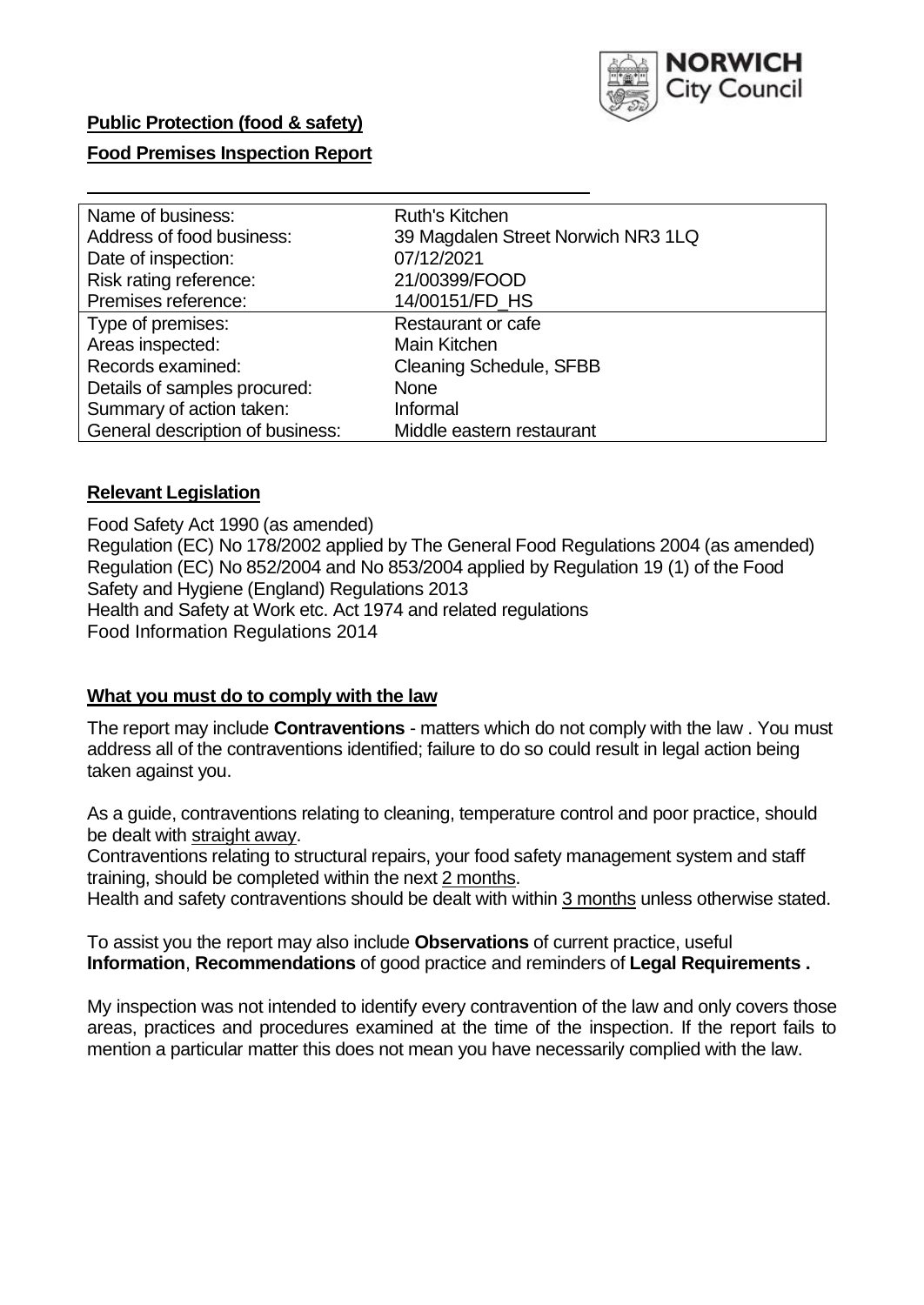**Public Protection (food & safety)**

**Food Premises Inspection Report**

| | |
|---|---|
| Name of business: | Ruth's Kitchen |
| Address of food business: | 39 Magdalen Street Norwich NR3 1LQ |
| Date of inspection: | 07/12/2021 |
| Risk rating reference: | 21/00399/FOOD |
| Premises reference: | 14/00151/FD_HS |
| Type of premises: | Restaurant or cafe |
| Areas inspected: | Main Kitchen |
| Records examined: | Cleaning Schedule, SFBB |
| Details of samples procured: | None |
| Summary of action taken: | Informal |
| General description of business: | Middle eastern restaurant |

## Relevant Legislation

Food Safety Act 1990 (as amended)
Regulation (EC) No 178/2002 applied by The General Food Regulations 2004 (as amended)
Regulation (EC) No 852/2004 and No 853/2004 applied by Regulation 19 (1) of the Food Safety and Hygiene (England) Regulations 2013
Health and Safety at Work etc. Act 1974 and related regulations
Food Information Regulations 2014

## What you must do to comply with the law

The report may include **Contraventions** - matters which do not comply with the law . You must address all of the contraventions identified; failure to do so could result in legal action being taken against you.

As a guide, contraventions relating to cleaning, temperature control and poor practice, should be dealt with straight away.

Contraventions relating to structural repairs, your food safety management system and staff training, should be completed within the next 2 months.

Health and safety contraventions should be dealt with within 3 months unless otherwise stated.

To assist you the report may also include **Observations** of current practice, useful **Information**, **Recommendations** of good practice and reminders of **Legal Requirements .**

My inspection was not intended to identify every contravention of the law and only covers those areas, practices and procedures examined at the time of the inspection. If the report fails to mention a particular matter this does not mean you have necessarily complied with the law.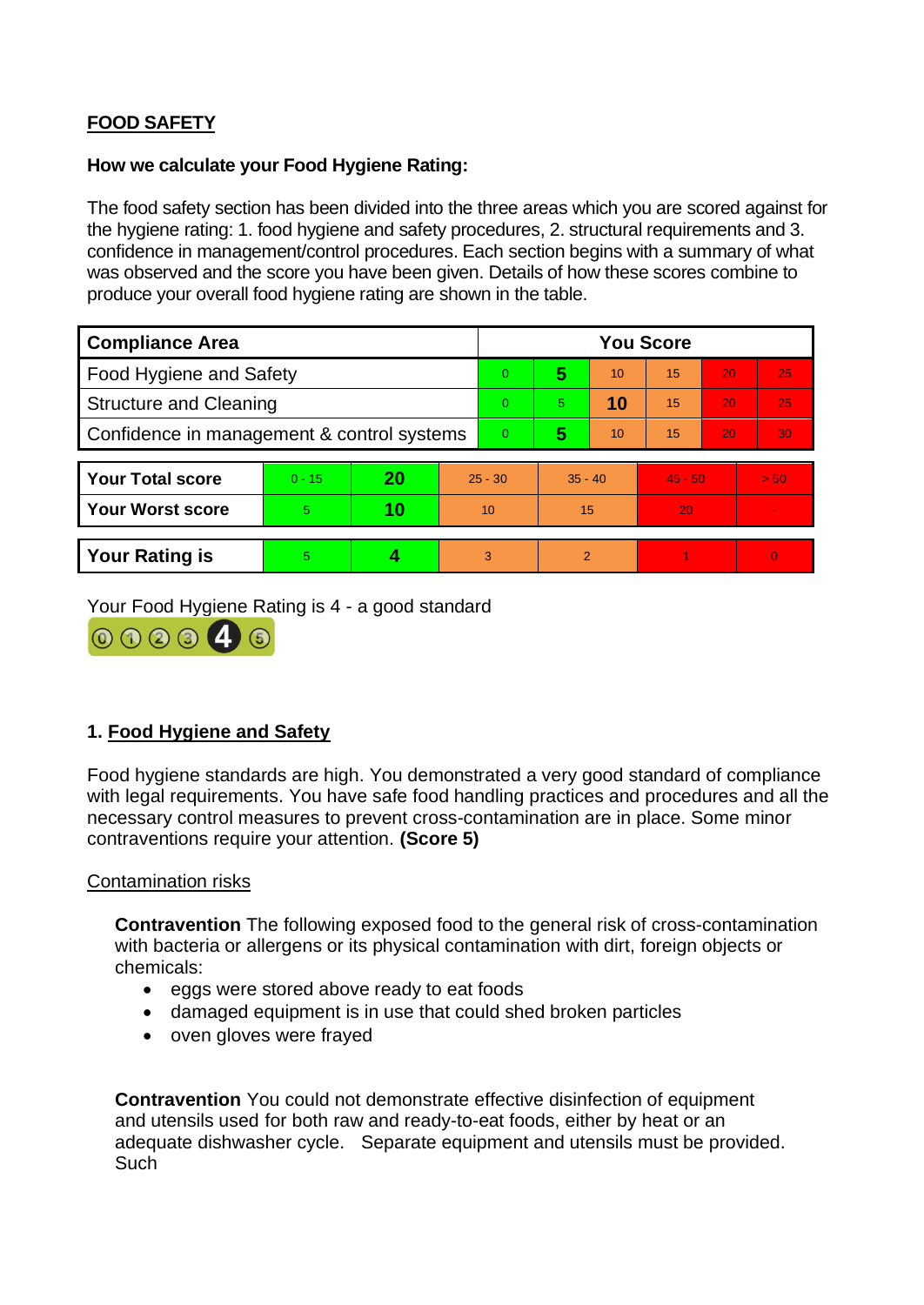## FOOD SAFETY

**How we calculate your Food Hygiene Rating:**

The food safety section has been divided into the three areas which you are scored against for the hygiene rating: 1. food hygiene and safety procedures, 2. structural requirements and 3. confidence in management/control procedures. Each section begins with a summary of what was observed and the score you have been given. Details of how these scores combine to produce your overall food hygiene rating are shown in the table.

| Compliance Area | You Score | | | | | |
|---|---|---|---|---|---|---|
| Food Hygiene and Safety | 0 | **5** | 10 | 15 | 20 | 25 |
| Structure and Cleaning | 0 | 5 | **10** | 15 | 20 | 25 |
| Confidence in management & control systems | 0 | **5** | 10 | 15 | 20 | 30 |

| | | | | | | |
|---|---|---|---|---|---|---|
| **Your Total score** | 0 - 15 | **20** | 25 - 30 | 35 - 40 | 45 - 50 | > 50 |
| **Your Worst score** | 5 | **10** | 10 | 15 | 20 | - |

| | | | | | | |
|---|---|---|---|---|---|---|
| **Your Rating is** | 5 | **4** | 3 | 2 | 1 | 0 |

Your Food Hygiene Rating is 4 - a good standard

### 1. Food Hygiene and Safety

Food hygiene standards are high. You demonstrated a very good standard of compliance with legal requirements. You have safe food handling practices and procedures and all the necessary control measures to prevent cross-contamination are in place. Some minor contraventions require your attention. **(Score 5)**

Contamination risks

**Contravention** The following exposed food to the general risk of cross-contamination with bacteria or allergens or its physical contamination with dirt, foreign objects or chemicals:

- eggs were stored above ready to eat foods
- damaged equipment is in use that could shed broken particles
- oven gloves were frayed

**Contravention** You could not demonstrate effective disinfection of equipment and utensils used for both raw and ready-to-eat foods, either by heat or an adequate dishwasher cycle. Separate equipment and utensils must be provided. Such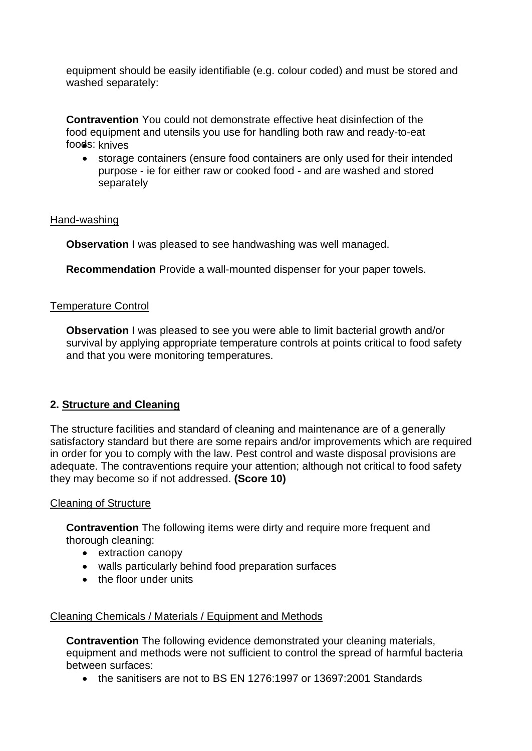equipment should be easily identifiable (e.g. colour coded) and must be stored and washed separately:

**Contravention** You could not demonstrate effective heat disinfection of the food equipment and utensils you use for handling both raw and ready-to-eat foods:

- knives
- storage containers (ensure food containers are only used for their intended purpose - ie for either raw or cooked food - and are washed and stored separately

Hand-washing

**Observation** I was pleased to see handwashing was well managed.

**Recommendation** Provide a wall-mounted dispenser for your paper towels.

Temperature Control

**Observation** I was pleased to see you were able to limit bacterial growth and/or survival by applying appropriate temperature controls at points critical to food safety and that you were monitoring temperatures.

## 2. Structure and Cleaning

The structure facilities and standard of cleaning and maintenance are of a generally satisfactory standard but there are some repairs and/or improvements which are required in order for you to comply with the law. Pest control and waste disposal provisions are adequate. The contraventions require your attention; although not critical to food safety they may become so if not addressed. **(Score 10)**

Cleaning of Structure

**Contravention** The following items were dirty and require more frequent and thorough cleaning:

- extraction canopy
- walls particularly behind food preparation surfaces
- the floor under units

Cleaning Chemicals / Materials / Equipment and Methods

**Contravention** The following evidence demonstrated your cleaning materials, equipment and methods were not sufficient to control the spread of harmful bacteria between surfaces:

- the sanitisers are not to BS EN 1276:1997 or 13697:2001 Standards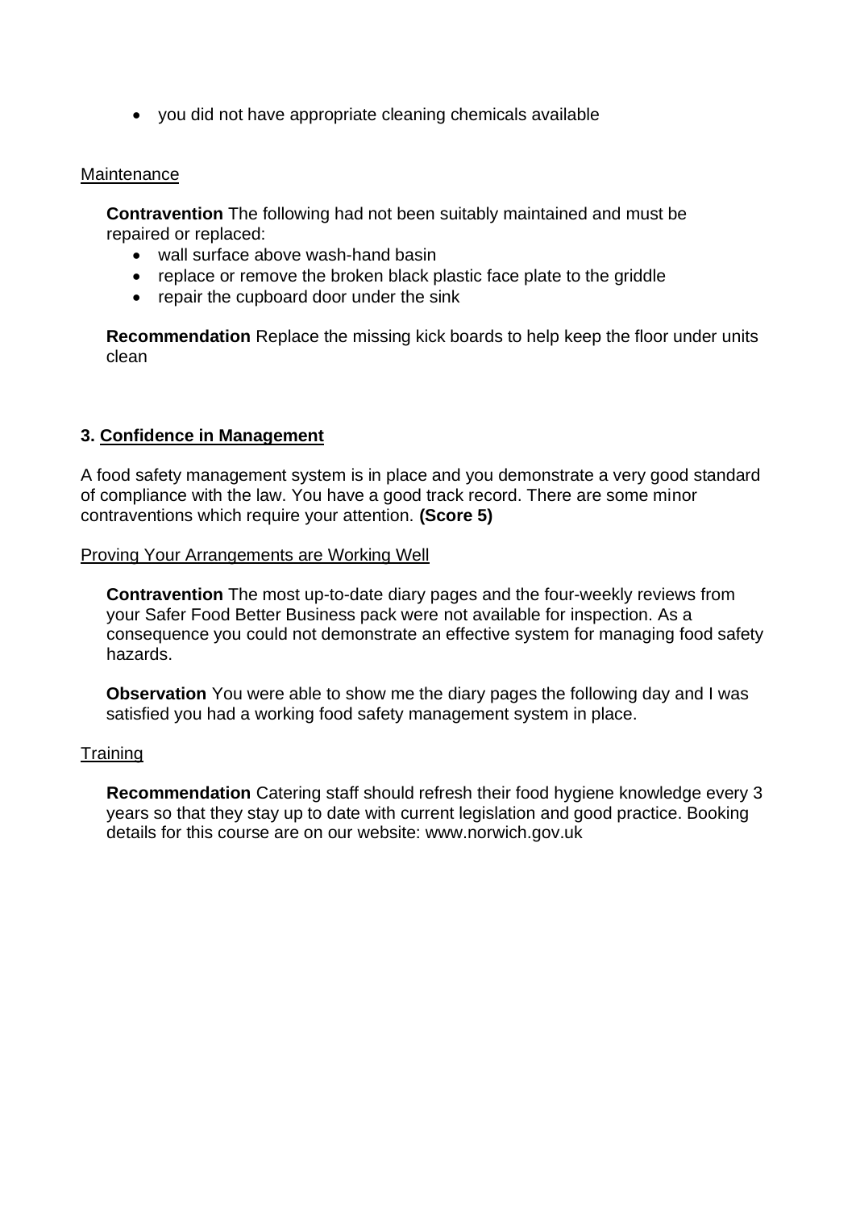- you did not have appropriate cleaning chemicals available

Maintenance

**Contravention** The following had not been suitably maintained and must be repaired or replaced:

- wall surface above wash-hand basin
- replace or remove the broken black plastic face plate to the griddle
- repair the cupboard door under the sink

**Recommendation** Replace the missing kick boards to help keep the floor under units clean

### 3. Confidence in Management

A food safety management system is in place and you demonstrate a very good standard of compliance with the law. You have a good track record. There are some minor contraventions which require your attention. **(Score 5)**

Proving Your Arrangements are Working Well

**Contravention** The most up-to-date diary pages and the four-weekly reviews from your Safer Food Better Business pack were not available for inspection. As a consequence you could not demonstrate an effective system for managing food safety hazards.

**Observation** You were able to show me the diary pages the following day and I was satisfied you had a working food safety management system in place.

Training

**Recommendation** Catering staff should refresh their food hygiene knowledge every 3 years so that they stay up to date with current legislation and good practice. Booking details for this course are on our website: www.norwich.gov.uk